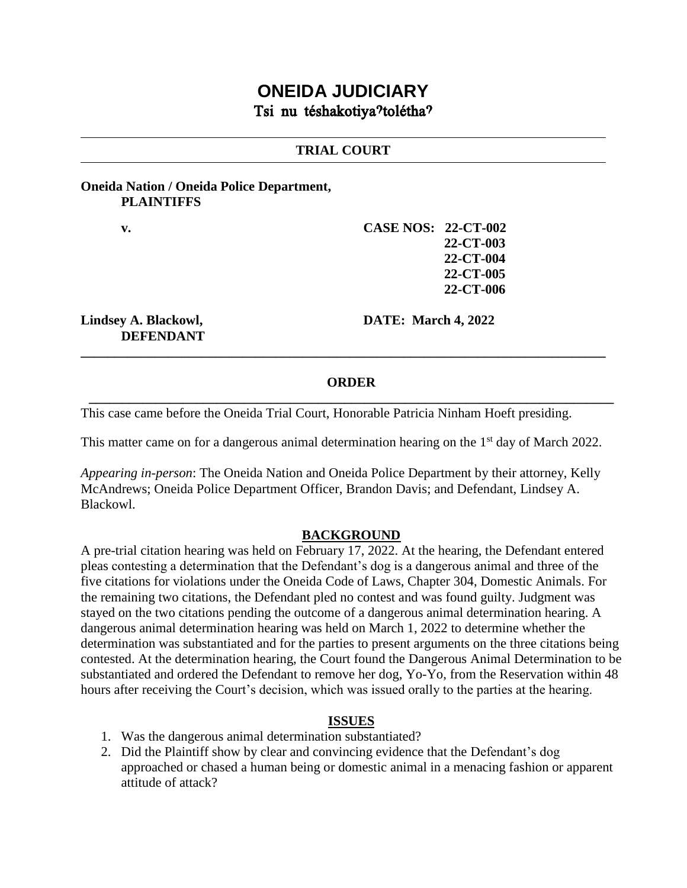# ONEIDA JUDICIARY

## Tsi nu téshakotiyaʔtolétha?

**TRIAL COURT**

**Oneida Nation / Oneida Police Department,**
**PLAINTIFFS**

**v.**

**CASE NOS: 22-CT-002**
**22-CT-003**
**22-CT-004**
**22-CT-005**
**22-CT-006**

**Lindsey A. Blackowl,**
**DEFENDANT**

**DATE: March 4, 2022**

---

**ORDER**

---

This case came before the Oneida Trial Court, Honorable Patricia Ninham Hoeft presiding.

This matter came on for a dangerous animal determination hearing on the 1st day of March 2022.

*Appearing in-person*: The Oneida Nation and Oneida Police Department by their attorney, Kelly McAndrews; Oneida Police Department Officer, Brandon Davis; and Defendant, Lindsey A. Blackowl.

**BACKGROUND**

A pre-trial citation hearing was held on February 17, 2022. At the hearing, the Defendant entered pleas contesting a determination that the Defendant's dog is a dangerous animal and three of the five citations for violations under the Oneida Code of Laws, Chapter 304, Domestic Animals. For the remaining two citations, the Defendant pled no contest and was found guilty. Judgment was stayed on the two citations pending the outcome of a dangerous animal determination hearing. A dangerous animal determination hearing was held on March 1, 2022 to determine whether the determination was substantiated and for the parties to present arguments on the three citations being contested. At the determination hearing, the Court found the Dangerous Animal Determination to be substantiated and ordered the Defendant to remove her dog, Yo-Yo, from the Reservation within 48 hours after receiving the Court's decision, which was issued orally to the parties at the hearing.

**ISSUES**

1. Was the dangerous animal determination substantiated?
2. Did the Plaintiff show by clear and convincing evidence that the Defendant's dog approached or chased a human being or domestic animal in a menacing fashion or apparent attitude of attack?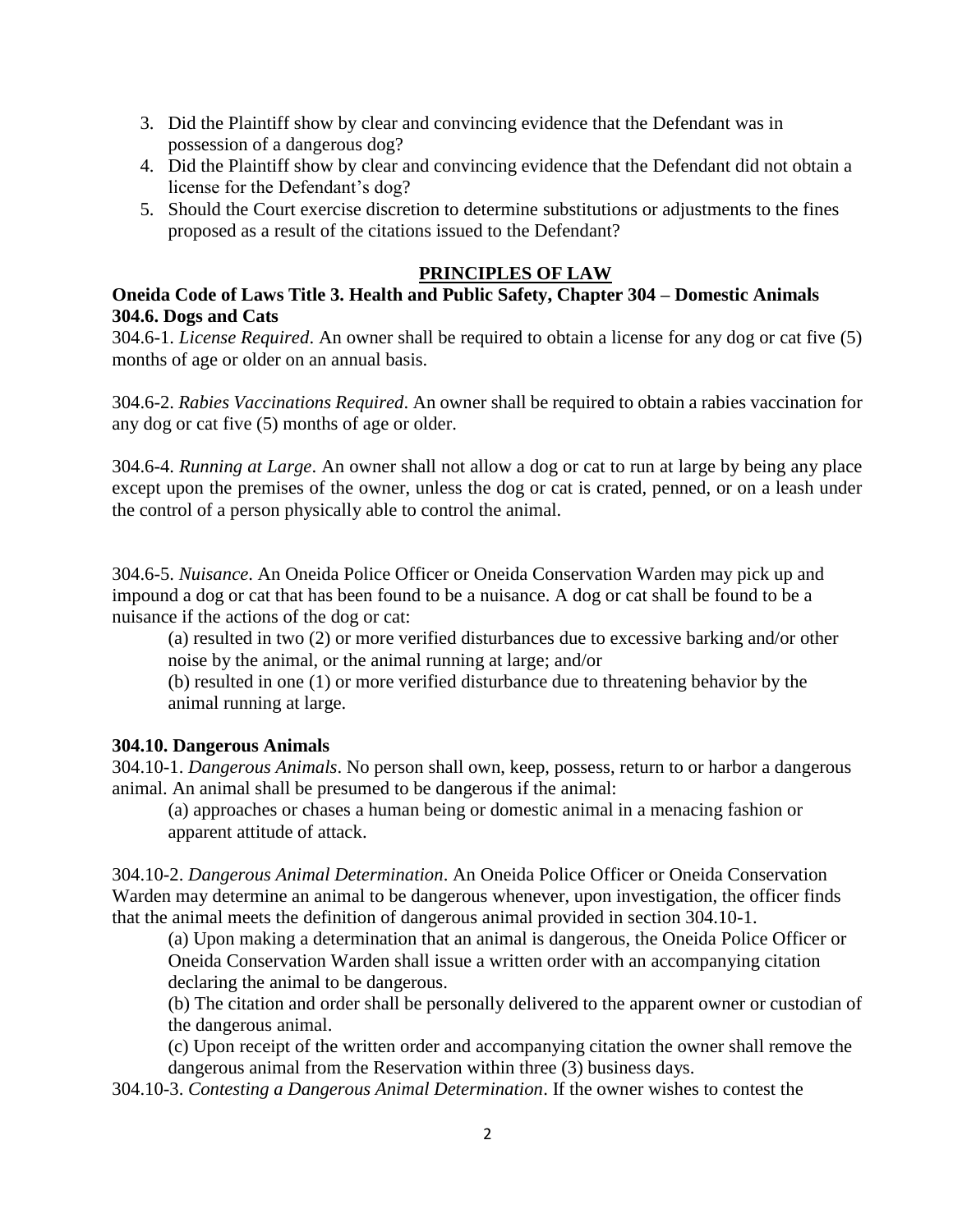3. Did the Plaintiff show by clear and convincing evidence that the Defendant was in possession of a dangerous dog?
4. Did the Plaintiff show by clear and convincing evidence that the Defendant did not obtain a license for the Defendant's dog?
5. Should the Court exercise discretion to determine substitutions or adjustments to the fines proposed as a result of the citations issued to the Defendant?

## PRINCIPLES OF LAW

**Oneida Code of Laws Title 3. Health and Public Safety, Chapter 304 – Domestic Animals**
**304.6. Dogs and Cats**

304.6-1. *License Required*. An owner shall be required to obtain a license for any dog or cat five (5) months of age or older on an annual basis.

304.6-2. *Rabies Vaccinations Required*. An owner shall be required to obtain a rabies vaccination for any dog or cat five (5) months of age or older.

304.6-4. *Running at Large*. An owner shall not allow a dog or cat to run at large by being any place except upon the premises of the owner, unless the dog or cat is crated, penned, or on a leash under the control of a person physically able to control the animal.

304.6-5. *Nuisance*. An Oneida Police Officer or Oneida Conservation Warden may pick up and impound a dog or cat that has been found to be a nuisance. A dog or cat shall be found to be a nuisance if the actions of the dog or cat:

(a) resulted in two (2) or more verified disturbances due to excessive barking and/or other noise by the animal, or the animal running at large; and/or

(b) resulted in one (1) or more verified disturbance due to threatening behavior by the animal running at large.

**304.10. Dangerous Animals**

304.10-1. *Dangerous Animals*. No person shall own, keep, possess, return to or harbor a dangerous animal. An animal shall be presumed to be dangerous if the animal:

(a) approaches or chases a human being or domestic animal in a menacing fashion or apparent attitude of attack.

304.10-2. *Dangerous Animal Determination*. An Oneida Police Officer or Oneida Conservation Warden may determine an animal to be dangerous whenever, upon investigation, the officer finds that the animal meets the definition of dangerous animal provided in section 304.10-1.

(a) Upon making a determination that an animal is dangerous, the Oneida Police Officer or Oneida Conservation Warden shall issue a written order with an accompanying citation declaring the animal to be dangerous.

(b) The citation and order shall be personally delivered to the apparent owner or custodian of the dangerous animal.

(c) Upon receipt of the written order and accompanying citation the owner shall remove the dangerous animal from the Reservation within three (3) business days.

304.10-3. *Contesting a Dangerous Animal Determination*. If the owner wishes to contest the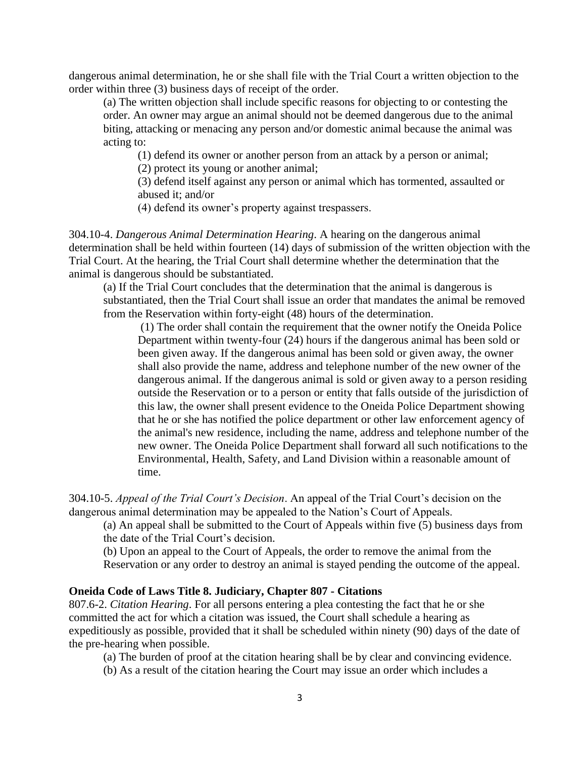dangerous animal determination, he or she shall file with the Trial Court a written objection to the order within three (3) business days of receipt of the order.

(a) The written objection shall include specific reasons for objecting to or contesting the order. An owner may argue an animal should not be deemed dangerous due to the animal biting, attacking or menacing any person and/or domestic animal because the animal was acting to:

(1) defend its owner or another person from an attack by a person or animal;

(2) protect its young or another animal;

(3) defend itself against any person or animal which has tormented, assaulted or abused it; and/or

(4) defend its owner's property against trespassers.

304.10-4. *Dangerous Animal Determination Hearing*. A hearing on the dangerous animal determination shall be held within fourteen (14) days of submission of the written objection with the Trial Court. At the hearing, the Trial Court shall determine whether the determination that the animal is dangerous should be substantiated.

(a) If the Trial Court concludes that the determination that the animal is dangerous is substantiated, then the Trial Court shall issue an order that mandates the animal be removed from the Reservation within forty-eight (48) hours of the determination.

(1) The order shall contain the requirement that the owner notify the Oneida Police Department within twenty-four (24) hours if the dangerous animal has been sold or been given away. If the dangerous animal has been sold or given away, the owner shall also provide the name, address and telephone number of the new owner of the dangerous animal. If the dangerous animal is sold or given away to a person residing outside the Reservation or to a person or entity that falls outside of the jurisdiction of this law, the owner shall present evidence to the Oneida Police Department showing that he or she has notified the police department or other law enforcement agency of the animal's new residence, including the name, address and telephone number of the new owner. The Oneida Police Department shall forward all such notifications to the Environmental, Health, Safety, and Land Division within a reasonable amount of time.

304.10-5. *Appeal of the Trial Court's Decision*. An appeal of the Trial Court's decision on the dangerous animal determination may be appealed to the Nation's Court of Appeals.

(a) An appeal shall be submitted to the Court of Appeals within five (5) business days from the date of the Trial Court's decision.

(b) Upon an appeal to the Court of Appeals, the order to remove the animal from the Reservation or any order to destroy an animal is stayed pending the outcome of the appeal.

**Oneida Code of Laws Title 8. Judiciary, Chapter 807 - Citations**

807.6-2. *Citation Hearing*. For all persons entering a plea contesting the fact that he or she committed the act for which a citation was issued, the Court shall schedule a hearing as expeditiously as possible, provided that it shall be scheduled within ninety (90) days of the date of the pre-hearing when possible.

(a) The burden of proof at the citation hearing shall be by clear and convincing evidence.

(b) As a result of the citation hearing the Court may issue an order which includes a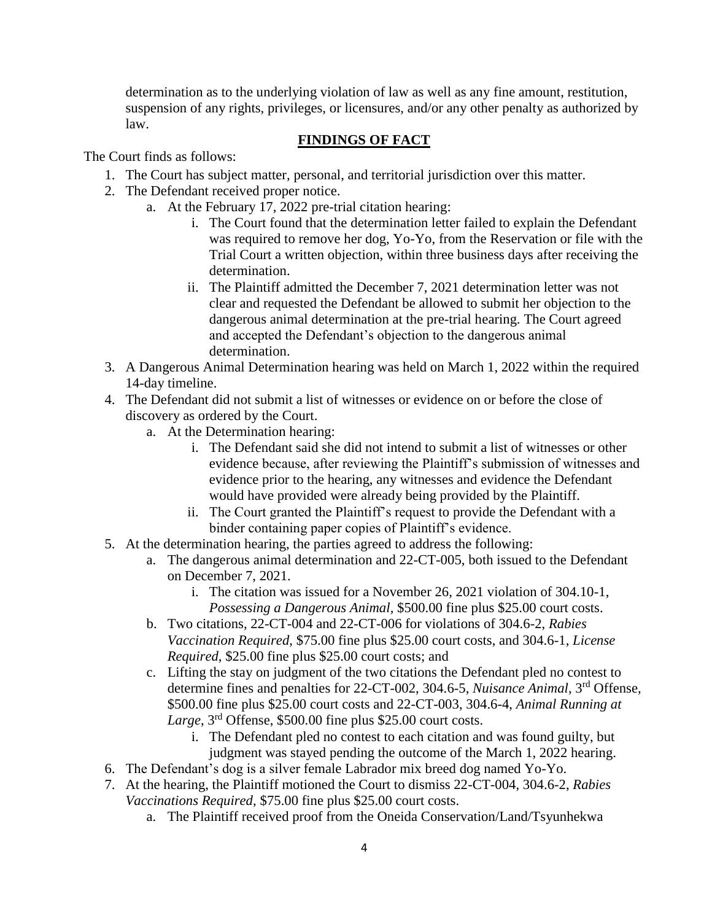determination as to the underlying violation of law as well as any fine amount, restitution, suspension of any rights, privileges, or licensures, and/or any other penalty as authorized by law.

## FINDINGS OF FACT

The Court finds as follows:

1. The Court has subject matter, personal, and territorial jurisdiction over this matter.
2. The Defendant received proper notice.
   a. At the February 17, 2022 pre-trial citation hearing:
      i. The Court found that the determination letter failed to explain the Defendant was required to remove her dog, Yo-Yo, from the Reservation or file with the Trial Court a written objection, within three business days after receiving the determination.
      ii. The Plaintiff admitted the December 7, 2021 determination letter was not clear and requested the Defendant be allowed to submit her objection to the dangerous animal determination at the pre-trial hearing. The Court agreed and accepted the Defendant's objection to the dangerous animal determination.
3. A Dangerous Animal Determination hearing was held on March 1, 2022 within the required 14-day timeline.
4. The Defendant did not submit a list of witnesses or evidence on or before the close of discovery as ordered by the Court.
   a. At the Determination hearing:
      i. The Defendant said she did not intend to submit a list of witnesses or other evidence because, after reviewing the Plaintiff's submission of witnesses and evidence prior to the hearing, any witnesses and evidence the Defendant would have provided were already being provided by the Plaintiff.
      ii. The Court granted the Plaintiff's request to provide the Defendant with a binder containing paper copies of Plaintiff's evidence.
5. At the determination hearing, the parties agreed to address the following:
   a. The dangerous animal determination and 22-CT-005, both issued to the Defendant on December 7, 2021.
      i. The citation was issued for a November 26, 2021 violation of 304.10-1, *Possessing a Dangerous Animal*, $500.00 fine plus $25.00 court costs.
   b. Two citations, 22-CT-004 and 22-CT-006 for violations of 304.6-2, *Rabies Vaccination Required*, $75.00 fine plus $25.00 court costs, and 304.6-1, *License Required*, $25.00 fine plus $25.00 court costs; and
   c. Lifting the stay on judgment of the two citations the Defendant pled no contest to determine fines and penalties for 22-CT-002, 304.6-5, *Nuisance Animal*, 3rd Offense, $500.00 fine plus $25.00 court costs and 22-CT-003, 304.6-4, *Animal Running at Large*, 3rd Offense, $500.00 fine plus $25.00 court costs.
      i. The Defendant pled no contest to each citation and was found guilty, but judgment was stayed pending the outcome of the March 1, 2022 hearing.
6. The Defendant's dog is a silver female Labrador mix breed dog named Yo-Yo.
7. At the hearing, the Plaintiff motioned the Court to dismiss 22-CT-004, 304.6-2, *Rabies Vaccinations Required*, $75.00 fine plus $25.00 court costs.
   a. The Plaintiff received proof from the Oneida Conservation/Land/Tsyunhekwa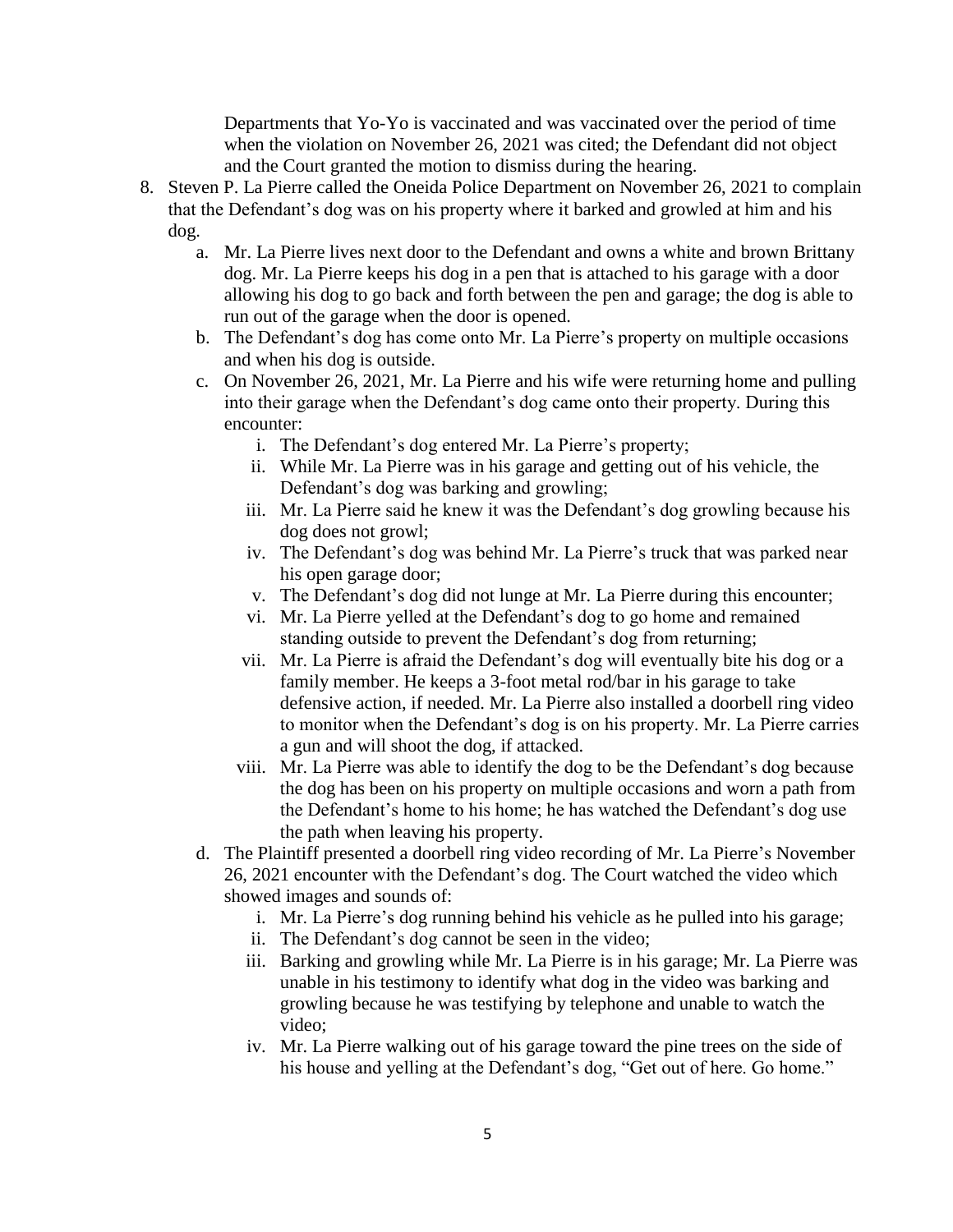Departments that Yo-Yo is vaccinated and was vaccinated over the period of time when the violation on November 26, 2021 was cited; the Defendant did not object and the Court granted the motion to dismiss during the hearing.

8. Steven P. La Pierre called the Oneida Police Department on November 26, 2021 to complain that the Defendant's dog was on his property where it barked and growled at him and his dog.
   a. Mr. La Pierre lives next door to the Defendant and owns a white and brown Brittany dog. Mr. La Pierre keeps his dog in a pen that is attached to his garage with a door allowing his dog to go back and forth between the pen and garage; the dog is able to run out of the garage when the door is opened.
   b. The Defendant's dog has come onto Mr. La Pierre's property on multiple occasions and when his dog is outside.
   c. On November 26, 2021, Mr. La Pierre and his wife were returning home and pulling into their garage when the Defendant's dog came onto their property. During this encounter:
      i. The Defendant's dog entered Mr. La Pierre's property;
      ii. While Mr. La Pierre was in his garage and getting out of his vehicle, the Defendant's dog was barking and growling;
      iii. Mr. La Pierre said he knew it was the Defendant's dog growling because his dog does not growl;
      iv. The Defendant's dog was behind Mr. La Pierre's truck that was parked near his open garage door;
      v. The Defendant's dog did not lunge at Mr. La Pierre during this encounter;
      vi. Mr. La Pierre yelled at the Defendant's dog to go home and remained standing outside to prevent the Defendant's dog from returning;
      vii. Mr. La Pierre is afraid the Defendant's dog will eventually bite his dog or a family member. He keeps a 3-foot metal rod/bar in his garage to take defensive action, if needed. Mr. La Pierre also installed a doorbell ring video to monitor when the Defendant's dog is on his property. Mr. La Pierre carries a gun and will shoot the dog, if attacked.
      viii. Mr. La Pierre was able to identify the dog to be the Defendant's dog because the dog has been on his property on multiple occasions and worn a path from the Defendant's home to his home; he has watched the Defendant's dog use the path when leaving his property.
   d. The Plaintiff presented a doorbell ring video recording of Mr. La Pierre's November 26, 2021 encounter with the Defendant's dog. The Court watched the video which showed images and sounds of:
      i. Mr. La Pierre's dog running behind his vehicle as he pulled into his garage;
      ii. The Defendant's dog cannot be seen in the video;
      iii. Barking and growling while Mr. La Pierre is in his garage; Mr. La Pierre was unable in his testimony to identify what dog in the video was barking and growling because he was testifying by telephone and unable to watch the video;
      iv. Mr. La Pierre walking out of his garage toward the pine trees on the side of his house and yelling at the Defendant's dog, "Get out of here. Go home."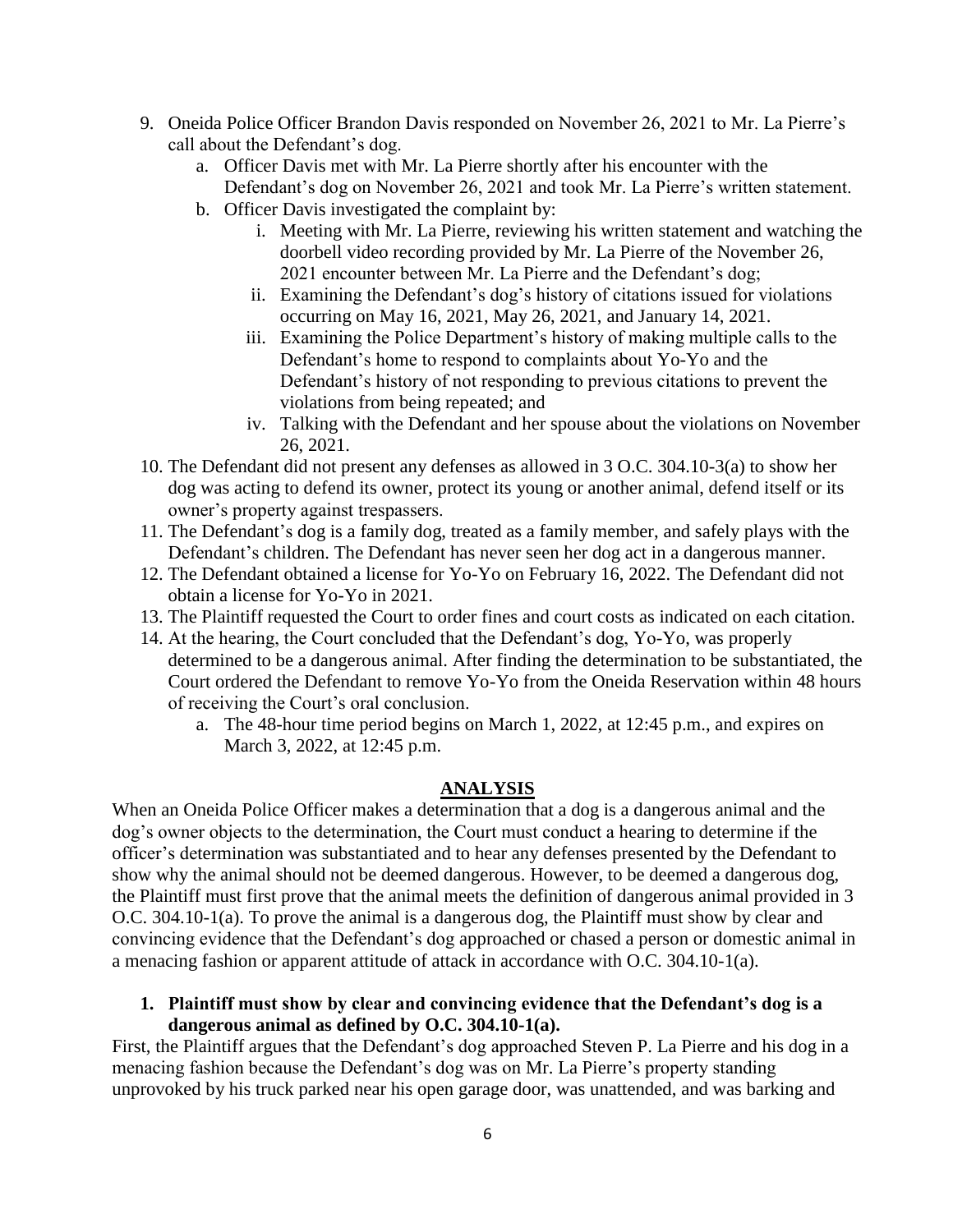9. Oneida Police Officer Brandon Davis responded on November 26, 2021 to Mr. La Pierre's call about the Defendant's dog.
    a. Officer Davis met with Mr. La Pierre shortly after his encounter with the Defendant's dog on November 26, 2021 and took Mr. La Pierre's written statement.
    b. Officer Davis investigated the complaint by:
        i. Meeting with Mr. La Pierre, reviewing his written statement and watching the doorbell video recording provided by Mr. La Pierre of the November 26, 2021 encounter between Mr. La Pierre and the Defendant's dog;
        ii. Examining the Defendant's dog's history of citations issued for violations occurring on May 16, 2021, May 26, 2021, and January 14, 2021.
        iii. Examining the Police Department's history of making multiple calls to the Defendant's home to respond to complaints about Yo-Yo and the Defendant's history of not responding to previous citations to prevent the violations from being repeated; and
        iv. Talking with the Defendant and her spouse about the violations on November 26, 2021.
10. The Defendant did not present any defenses as allowed in 3 O.C. 304.10-3(a) to show her dog was acting to defend its owner, protect its young or another animal, defend itself or its owner's property against trespassers.
11. The Defendant's dog is a family dog, treated as a family member, and safely plays with the Defendant's children. The Defendant has never seen her dog act in a dangerous manner.
12. The Defendant obtained a license for Yo-Yo on February 16, 2022. The Defendant did not obtain a license for Yo-Yo in 2021.
13. The Plaintiff requested the Court to order fines and court costs as indicated on each citation.
14. At the hearing, the Court concluded that the Defendant's dog, Yo-Yo, was properly determined to be a dangerous animal. After finding the determination to be substantiated, the Court ordered the Defendant to remove Yo-Yo from the Oneida Reservation within 48 hours of receiving the Court's oral conclusion.
    a. The 48-hour time period begins on March 1, 2022, at 12:45 p.m., and expires on March 3, 2022, at 12:45 p.m.

## ANALYSIS

When an Oneida Police Officer makes a determination that a dog is a dangerous animal and the dog's owner objects to the determination, the Court must conduct a hearing to determine if the officer's determination was substantiated and to hear any defenses presented by the Defendant to show why the animal should not be deemed dangerous. However, to be deemed a dangerous dog, the Plaintiff must first prove that the animal meets the definition of dangerous animal provided in 3 O.C. 304.10-1(a). To prove the animal is a dangerous dog, the Plaintiff must show by clear and convincing evidence that the Defendant's dog approached or chased a person or domestic animal in a menacing fashion or apparent attitude of attack in accordance with O.C. 304.10-1(a).

### 1. Plaintiff must show by clear and convincing evidence that the Defendant's dog is a dangerous animal as defined by O.C. 304.10-1(a).

First, the Plaintiff argues that the Defendant's dog approached Steven P. La Pierre and his dog in a menacing fashion because the Defendant's dog was on Mr. La Pierre's property standing unprovoked by his truck parked near his open garage door, was unattended, and was barking and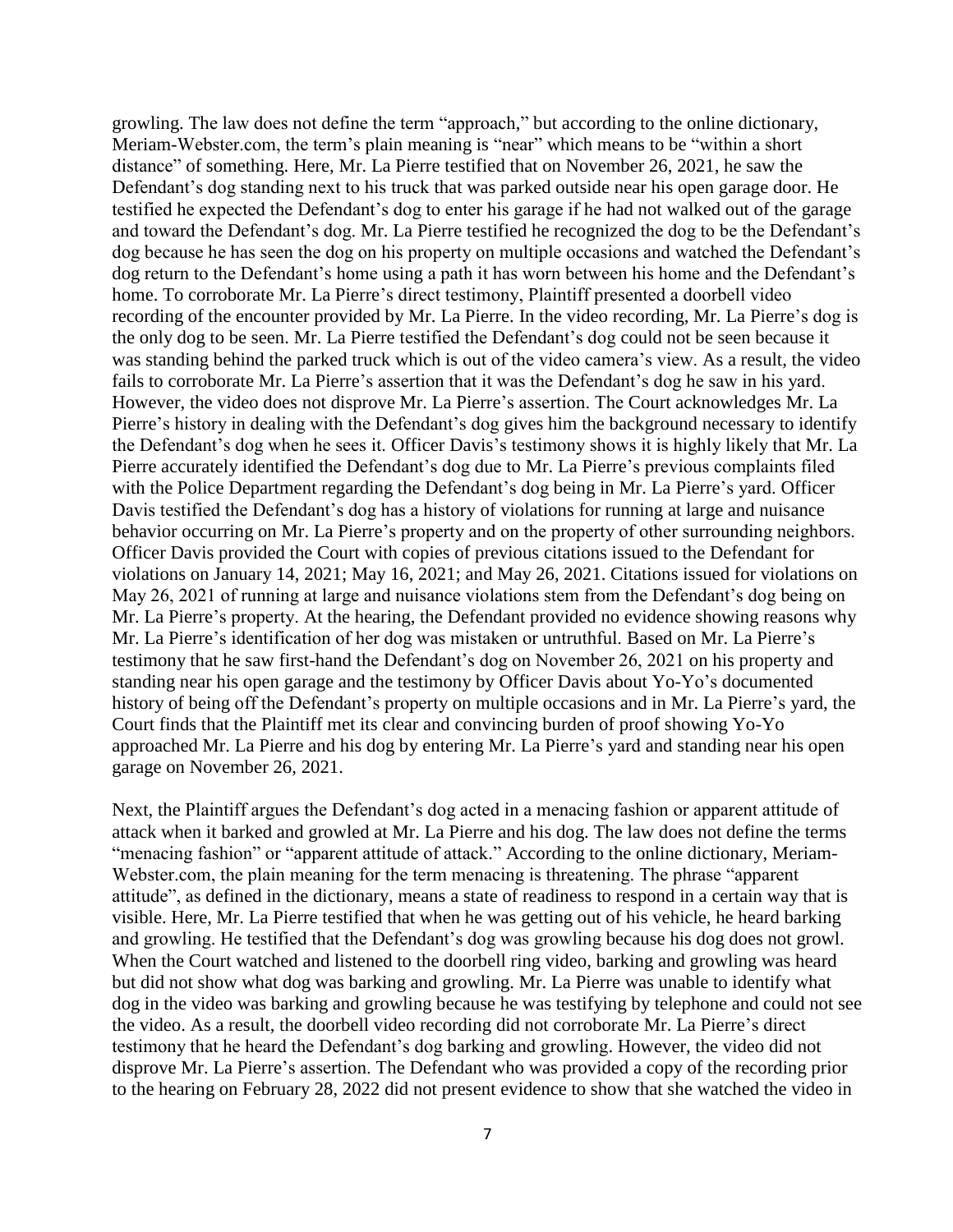growling. The law does not define the term "approach," but according to the online dictionary, Meriam-Webster.com, the term's plain meaning is "near" which means to be "within a short distance" of something. Here, Mr. La Pierre testified that on November 26, 2021, he saw the Defendant's dog standing next to his truck that was parked outside near his open garage door. He testified he expected the Defendant's dog to enter his garage if he had not walked out of the garage and toward the Defendant's dog. Mr. La Pierre testified he recognized the dog to be the Defendant's dog because he has seen the dog on his property on multiple occasions and watched the Defendant's dog return to the Defendant's home using a path it has worn between his home and the Defendant's home. To corroborate Mr. La Pierre's direct testimony, Plaintiff presented a doorbell video recording of the encounter provided by Mr. La Pierre. In the video recording, Mr. La Pierre's dog is the only dog to be seen. Mr. La Pierre testified the Defendant's dog could not be seen because it was standing behind the parked truck which is out of the video camera's view. As a result, the video fails to corroborate Mr. La Pierre's assertion that it was the Defendant's dog he saw in his yard. However, the video does not disprove Mr. La Pierre's assertion. The Court acknowledges Mr. La Pierre's history in dealing with the Defendant's dog gives him the background necessary to identify the Defendant's dog when he sees it. Officer Davis's testimony shows it is highly likely that Mr. La Pierre accurately identified the Defendant's dog due to Mr. La Pierre's previous complaints filed with the Police Department regarding the Defendant's dog being in Mr. La Pierre's yard. Officer Davis testified the Defendant's dog has a history of violations for running at large and nuisance behavior occurring on Mr. La Pierre's property and on the property of other surrounding neighbors. Officer Davis provided the Court with copies of previous citations issued to the Defendant for violations on January 14, 2021; May 16, 2021; and May 26, 2021. Citations issued for violations on May 26, 2021 of running at large and nuisance violations stem from the Defendant's dog being on Mr. La Pierre's property. At the hearing, the Defendant provided no evidence showing reasons why Mr. La Pierre's identification of her dog was mistaken or untruthful. Based on Mr. La Pierre's testimony that he saw first-hand the Defendant's dog on November 26, 2021 on his property and standing near his open garage and the testimony by Officer Davis about Yo-Yo's documented history of being off the Defendant's property on multiple occasions and in Mr. La Pierre's yard, the Court finds that the Plaintiff met its clear and convincing burden of proof showing Yo-Yo approached Mr. La Pierre and his dog by entering Mr. La Pierre's yard and standing near his open garage on November 26, 2021.

Next, the Plaintiff argues the Defendant's dog acted in a menacing fashion or apparent attitude of attack when it barked and growled at Mr. La Pierre and his dog. The law does not define the terms "menacing fashion" or "apparent attitude of attack." According to the online dictionary, Meriam-Webster.com, the plain meaning for the term menacing is threatening. The phrase "apparent attitude", as defined in the dictionary, means a state of readiness to respond in a certain way that is visible. Here, Mr. La Pierre testified that when he was getting out of his vehicle, he heard barking and growling. He testified that the Defendant's dog was growling because his dog does not growl. When the Court watched and listened to the doorbell ring video, barking and growling was heard but did not show what dog was barking and growling. Mr. La Pierre was unable to identify what dog in the video was barking and growling because he was testifying by telephone and could not see the video. As a result, the doorbell video recording did not corroborate Mr. La Pierre's direct testimony that he heard the Defendant's dog barking and growling. However, the video did not disprove Mr. La Pierre's assertion. The Defendant who was provided a copy of the recording prior to the hearing on February 28, 2022 did not present evidence to show that she watched the video in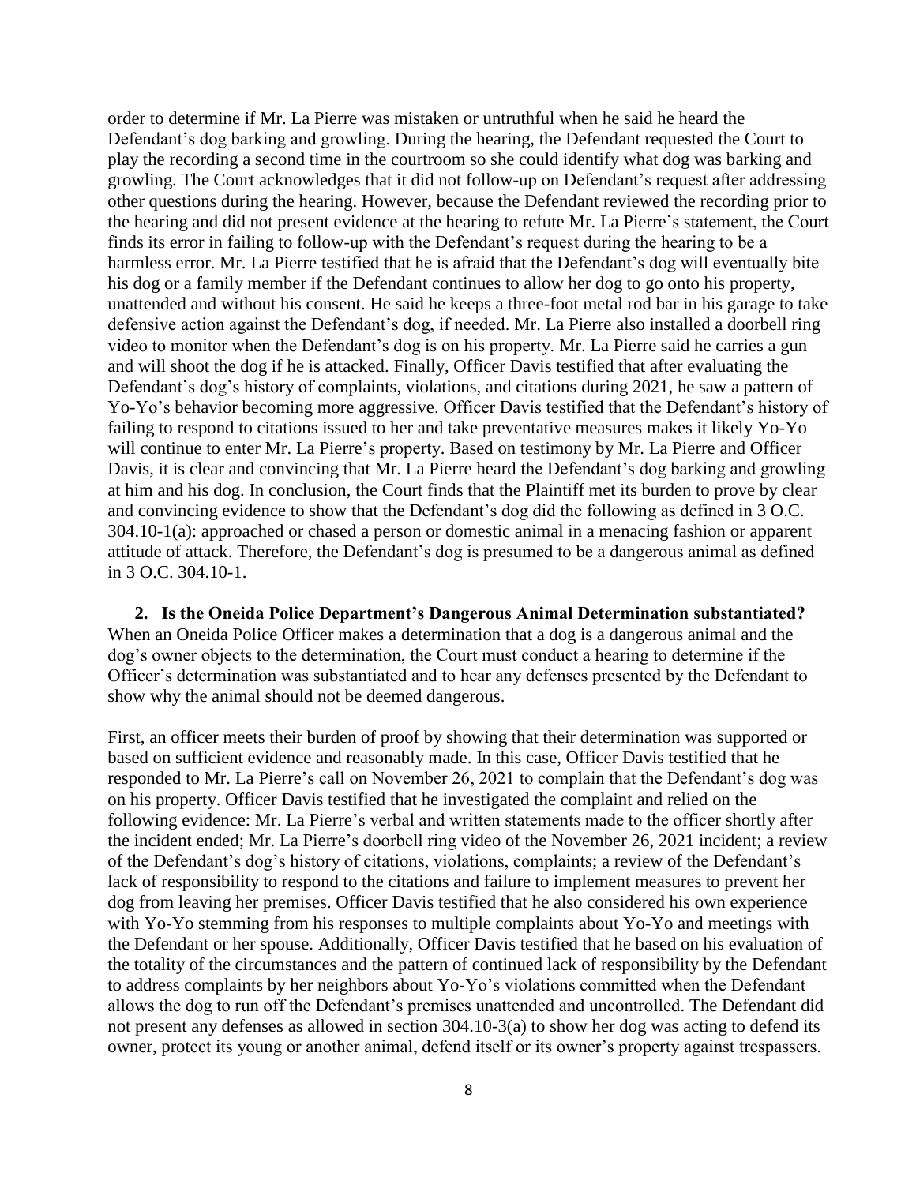order to determine if Mr. La Pierre was mistaken or untruthful when he said he heard the Defendant's dog barking and growling. During the hearing, the Defendant requested the Court to play the recording a second time in the courtroom so she could identify what dog was barking and growling. The Court acknowledges that it did not follow-up on Defendant's request after addressing other questions during the hearing. However, because the Defendant reviewed the recording prior to the hearing and did not present evidence at the hearing to refute Mr. La Pierre's statement, the Court finds its error in failing to follow-up with the Defendant's request during the hearing to be a harmless error. Mr. La Pierre testified that he is afraid that the Defendant's dog will eventually bite his dog or a family member if the Defendant continues to allow her dog to go onto his property, unattended and without his consent. He said he keeps a three-foot metal rod bar in his garage to take defensive action against the Defendant's dog, if needed. Mr. La Pierre also installed a doorbell ring video to monitor when the Defendant's dog is on his property. Mr. La Pierre said he carries a gun and will shoot the dog if he is attacked. Finally, Officer Davis testified that after evaluating the Defendant's dog's history of complaints, violations, and citations during 2021, he saw a pattern of Yo-Yo's behavior becoming more aggressive. Officer Davis testified that the Defendant's history of failing to respond to citations issued to her and take preventative measures makes it likely Yo-Yo will continue to enter Mr. La Pierre's property. Based on testimony by Mr. La Pierre and Officer Davis, it is clear and convincing that Mr. La Pierre heard the Defendant's dog barking and growling at him and his dog. In conclusion, the Court finds that the Plaintiff met its burden to prove by clear and convincing evidence to show that the Defendant's dog did the following as defined in 3 O.C. 304.10-1(a): approached or chased a person or domestic animal in a menacing fashion or apparent attitude of attack. Therefore, the Defendant's dog is presumed to be a dangerous animal as defined in 3 O.C. 304.10-1.

**2. Is the Oneida Police Department's Dangerous Animal Determination substantiated?**
When an Oneida Police Officer makes a determination that a dog is a dangerous animal and the dog's owner objects to the determination, the Court must conduct a hearing to determine if the Officer's determination was substantiated and to hear any defenses presented by the Defendant to show why the animal should not be deemed dangerous.

First, an officer meets their burden of proof by showing that their determination was supported or based on sufficient evidence and reasonably made. In this case, Officer Davis testified that he responded to Mr. La Pierre's call on November 26, 2021 to complain that the Defendant's dog was on his property. Officer Davis testified that he investigated the complaint and relied on the following evidence: Mr. La Pierre's verbal and written statements made to the officer shortly after the incident ended; Mr. La Pierre's doorbell ring video of the November 26, 2021 incident; a review of the Defendant's dog's history of citations, violations, complaints; a review of the Defendant's lack of responsibility to respond to the citations and failure to implement measures to prevent her dog from leaving her premises. Officer Davis testified that he also considered his own experience with Yo-Yo stemming from his responses to multiple complaints about Yo-Yo and meetings with the Defendant or her spouse. Additionally, Officer Davis testified that he based on his evaluation of the totality of the circumstances and the pattern of continued lack of responsibility by the Defendant to address complaints by her neighbors about Yo-Yo's violations committed when the Defendant allows the dog to run off the Defendant's premises unattended and uncontrolled. The Defendant did not present any defenses as allowed in section 304.10-3(a) to show her dog was acting to defend its owner, protect its young or another animal, defend itself or its owner's property against trespassers.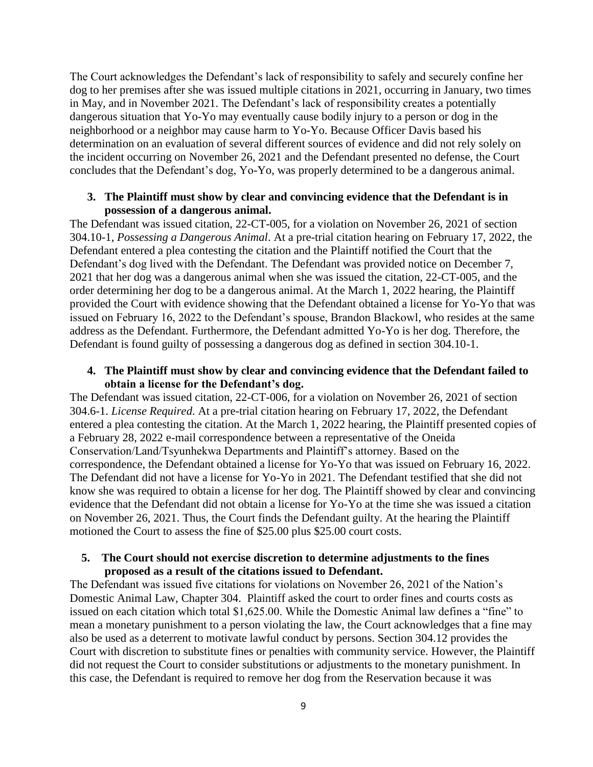The Court acknowledges the Defendant's lack of responsibility to safely and securely confine her dog to her premises after she was issued multiple citations in 2021, occurring in January, two times in May, and in November 2021. The Defendant's lack of responsibility creates a potentially dangerous situation that Yo-Yo may eventually cause bodily injury to a person or dog in the neighborhood or a neighbor may cause harm to Yo-Yo. Because Officer Davis based his determination on an evaluation of several different sources of evidence and did not rely solely on the incident occurring on November 26, 2021 and the Defendant presented no defense, the Court concludes that the Defendant's dog, Yo-Yo, was properly determined to be a dangerous animal.

**3. The Plaintiff must show by clear and convincing evidence that the Defendant is in possession of a dangerous animal.**

The Defendant was issued citation, 22-CT-005, for a violation on November 26, 2021 of section 304.10-1, *Possessing a Dangerous Animal*. At a pre-trial citation hearing on February 17, 2022, the Defendant entered a plea contesting the citation and the Plaintiff notified the Court that the Defendant's dog lived with the Defendant. The Defendant was provided notice on December 7, 2021 that her dog was a dangerous animal when she was issued the citation, 22-CT-005, and the order determining her dog to be a dangerous animal. At the March 1, 2022 hearing, the Plaintiff provided the Court with evidence showing that the Defendant obtained a license for Yo-Yo that was issued on February 16, 2022 to the Defendant's spouse, Brandon Blackowl, who resides at the same address as the Defendant. Furthermore, the Defendant admitted Yo-Yo is her dog. Therefore, the Defendant is found guilty of possessing a dangerous dog as defined in section 304.10-1.

**4. The Plaintiff must show by clear and convincing evidence that the Defendant failed to obtain a license for the Defendant's dog.**

The Defendant was issued citation, 22-CT-006, for a violation on November 26, 2021 of section 304.6-1. *License Required*. At a pre-trial citation hearing on February 17, 2022, the Defendant entered a plea contesting the citation. At the March 1, 2022 hearing, the Plaintiff presented copies of a February 28, 2022 e-mail correspondence between a representative of the Oneida Conservation/Land/Tsyunhekwa Departments and Plaintiff's attorney. Based on the correspondence, the Defendant obtained a license for Yo-Yo that was issued on February 16, 2022. The Defendant did not have a license for Yo-Yo in 2021. The Defendant testified that she did not know she was required to obtain a license for her dog. The Plaintiff showed by clear and convincing evidence that the Defendant did not obtain a license for Yo-Yo at the time she was issued a citation on November 26, 2021. Thus, the Court finds the Defendant guilty. At the hearing the Plaintiff motioned the Court to assess the fine of $25.00 plus $25.00 court costs.

**5. The Court should not exercise discretion to determine adjustments to the fines proposed as a result of the citations issued to Defendant.**

The Defendant was issued five citations for violations on November 26, 2021 of the Nation's Domestic Animal Law, Chapter 304. Plaintiff asked the court to order fines and courts costs as issued on each citation which total $1,625.00. While the Domestic Animal law defines a "fine" to mean a monetary punishment to a person violating the law, the Court acknowledges that a fine may also be used as a deterrent to motivate lawful conduct by persons. Section 304.12 provides the Court with discretion to substitute fines or penalties with community service. However, the Plaintiff did not request the Court to consider substitutions or adjustments to the monetary punishment. In this case, the Defendant is required to remove her dog from the Reservation because it was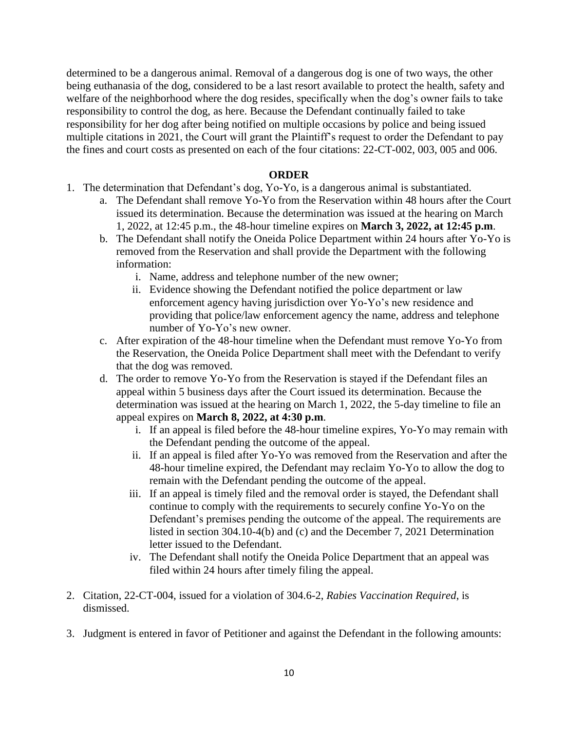determined to be a dangerous animal. Removal of a dangerous dog is one of two ways, the other being euthanasia of the dog, considered to be a last resort available to protect the health, safety and welfare of the neighborhood where the dog resides, specifically when the dog's owner fails to take responsibility to control the dog, as here. Because the Defendant continually failed to take responsibility for her dog after being notified on multiple occasions by police and being issued multiple citations in 2021, the Court will grant the Plaintiff's request to order the Defendant to pay the fines and court costs as presented on each of the four citations: 22-CT-002, 003, 005 and 006.

## ORDER

1. The determination that Defendant's dog, Yo-Yo, is a dangerous animal is substantiated.
    a. The Defendant shall remove Yo-Yo from the Reservation within 48 hours after the Court issued its determination. Because the determination was issued at the hearing on March 1, 2022, at 12:45 p.m., the 48-hour timeline expires on **March 3, 2022, at 12:45 p.m**.
    b. The Defendant shall notify the Oneida Police Department within 24 hours after Yo-Yo is removed from the Reservation and shall provide the Department with the following information:
        i. Name, address and telephone number of the new owner;
        ii. Evidence showing the Defendant notified the police department or law enforcement agency having jurisdiction over Yo-Yo's new residence and providing that police/law enforcement agency the name, address and telephone number of Yo-Yo's new owner.
    c. After expiration of the 48-hour timeline when the Defendant must remove Yo-Yo from the Reservation, the Oneida Police Department shall meet with the Defendant to verify that the dog was removed.
    d. The order to remove Yo-Yo from the Reservation is stayed if the Defendant files an appeal within 5 business days after the Court issued its determination. Because the determination was issued at the hearing on March 1, 2022, the 5-day timeline to file an appeal expires on **March 8, 2022, at 4:30 p.m**.
        i. If an appeal is filed before the 48-hour timeline expires, Yo-Yo may remain with the Defendant pending the outcome of the appeal.
        ii. If an appeal is filed after Yo-Yo was removed from the Reservation and after the 48-hour timeline expired, the Defendant may reclaim Yo-Yo to allow the dog to remain with the Defendant pending the outcome of the appeal.
        iii. If an appeal is timely filed and the removal order is stayed, the Defendant shall continue to comply with the requirements to securely confine Yo-Yo on the Defendant's premises pending the outcome of the appeal. The requirements are listed in section 304.10-4(b) and (c) and the December 7, 2021 Determination letter issued to the Defendant.
        iv. The Defendant shall notify the Oneida Police Department that an appeal was filed within 24 hours after timely filing the appeal.

2. Citation, 22-CT-004, issued for a violation of 304.6-2, *Rabies Vaccination Required*, is dismissed.

3. Judgment is entered in favor of Petitioner and against the Defendant in the following amounts: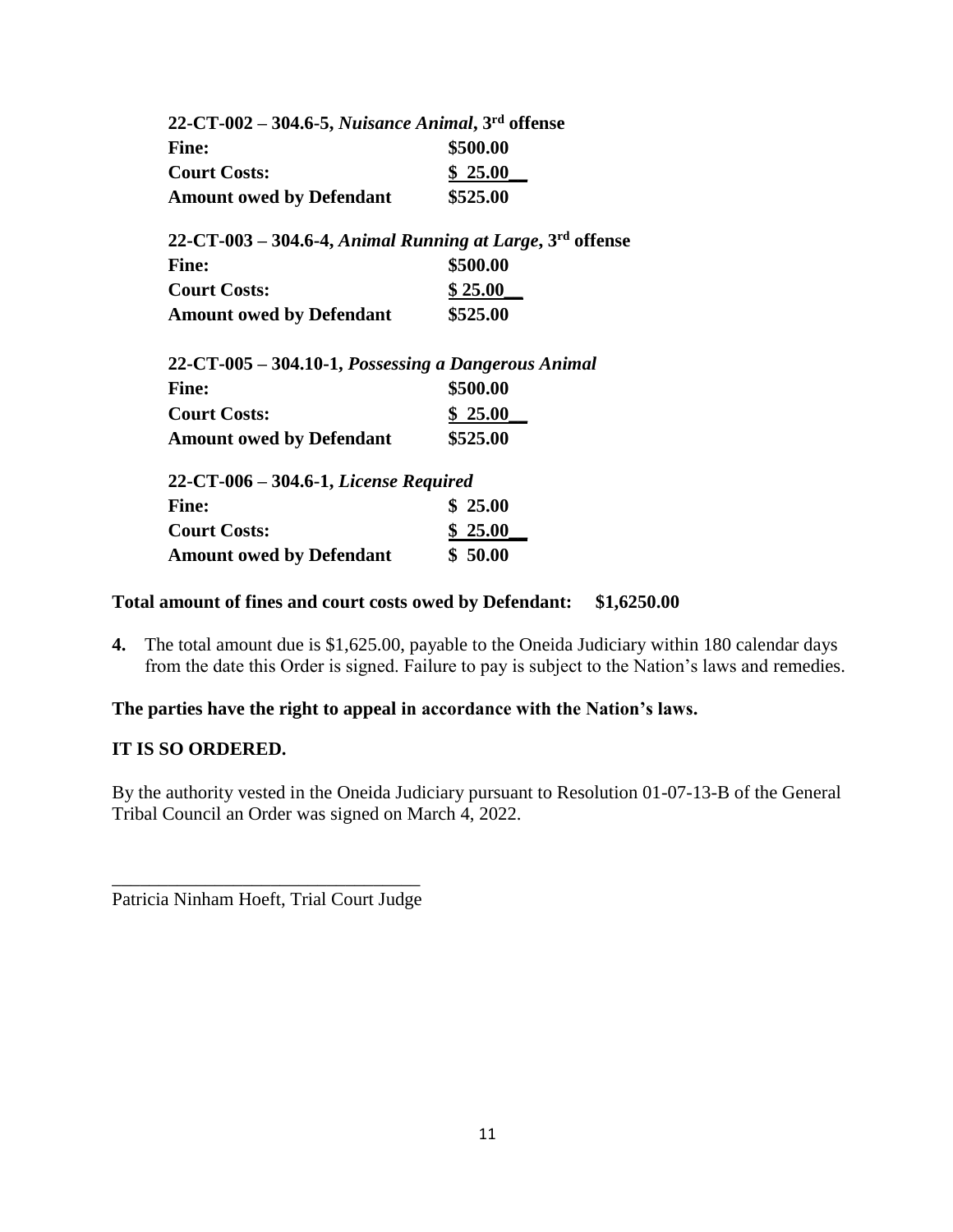**22-CT-002 – 304.6-5, *Nuisance Animal*, 3rd offense**

| | |
|---|---|
| **Fine:** | **$500.00** |
| **Court Costs:** | **$ 25.00__** |
| **Amount owed by Defendant** | **$525.00** |

**22-CT-003 – 304.6-4, *Animal Running at Large*, 3rd offense**

| | |
|---|---|
| **Fine:** | **$500.00** |
| **Court Costs:** | **$ 25.00__** |
| **Amount owed by Defendant** | **$525.00** |

**22-CT-005 – 304.10-1, *Possessing a Dangerous Animal***

| | |
|---|---|
| **Fine:** | **$500.00** |
| **Court Costs:** | **$ 25.00__** |
| **Amount owed by Defendant** | **$525.00** |

**22-CT-006 – 304.6-1, *License Required***

| | |
|---|---|
| **Fine:** | **$ 25.00** |
| **Court Costs:** | **$ 25.00__** |
| **Amount owed by Defendant** | **$ 50.00** |

**Total amount of fines and court costs owed by Defendant: $1,6250.00**

**4.** The total amount due is $1,625.00, payable to the Oneida Judiciary within 180 calendar days from the date this Order is signed. Failure to pay is subject to the Nation's laws and remedies.

**The parties have the right to appeal in accordance with the Nation's laws.**

**IT IS SO ORDERED.**

By the authority vested in the Oneida Judiciary pursuant to Resolution 01-07-13-B of the General Tribal Council an Order was signed on March 4, 2022.

_________________________________
Patricia Ninham Hoeft, Trial Court Judge